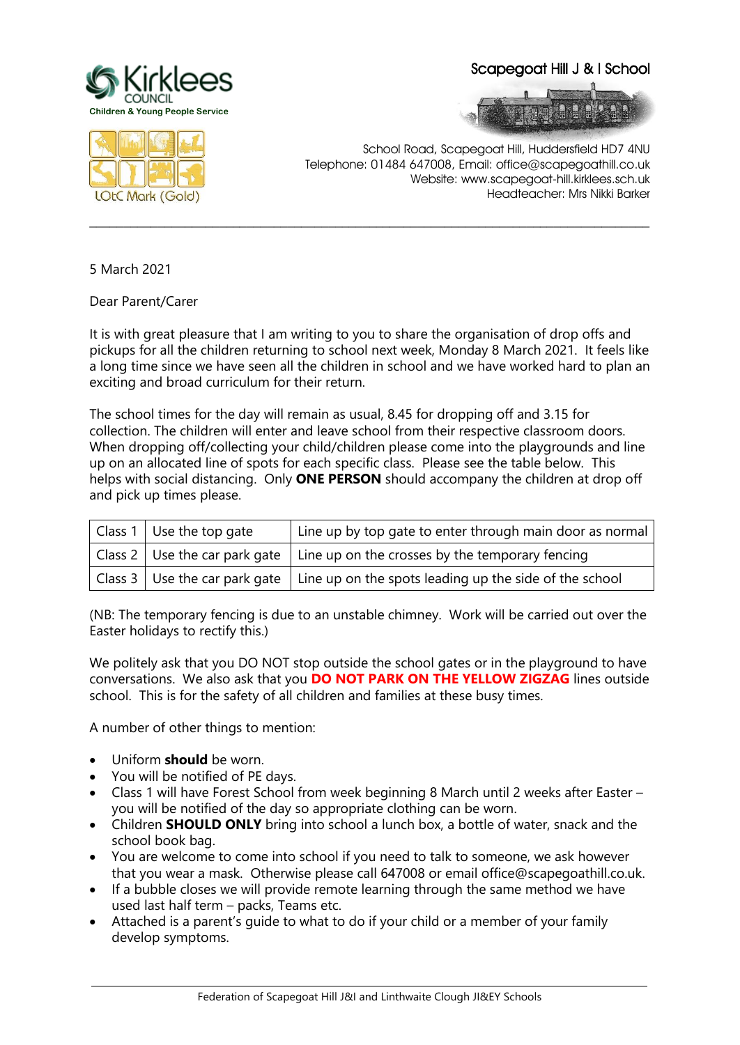Kirklees COUNCIL
Children & Young People Service

LOtC Mark (Gold)

Scapegoat Hill J & I School

School Road, Scapegoat Hill, Huddersfield HD7 4NU
Telephone: 01484 647008, Email: office@scapegoathill.co.uk
Website: www.scapegoat-hill.kirklees.sch.uk
Headteacher: Mrs Nikki Barker

---

5 March 2021

Dear Parent/Carer

It is with great pleasure that I am writing to you to share the organisation of drop offs and pickups for all the children returning to school next week, Monday 8 March 2021. It feels like a long time since we have seen all the children in school and we have worked hard to plan an exciting and broad curriculum for their return.

The school times for the day will remain as usual, 8.45 for dropping off and 3.15 for collection. The children will enter and leave school from their respective classroom doors. When dropping off/collecting your child/children please come into the playgrounds and line up on an allocated line of spots for each specific class. Please see the table below. This helps with social distancing. Only **ONE PERSON** should accompany the children at drop off and pick up times please.

| | | |
|---|---|---|
| Class 1 | Use the top gate | Line up by top gate to enter through main door as normal |
| Class 2 | Use the car park gate | Line up on the crosses by the temporary fencing |
| Class 3 | Use the car park gate | Line up on the spots leading up the side of the school |

(NB: The temporary fencing is due to an unstable chimney. Work will be carried out over the Easter holidays to rectify this.)

We politely ask that you DO NOT stop outside the school gates or in the playground to have conversations. We also ask that you **DO NOT PARK ON THE YELLOW ZIGZAG** lines outside school. This is for the safety of all children and families at these busy times.

A number of other things to mention:

- Uniform **should** be worn.
- You will be notified of PE days.
- Class 1 will have Forest School from week beginning 8 March until 2 weeks after Easter – you will be notified of the day so appropriate clothing can be worn.
- Children **SHOULD ONLY** bring into school a lunch box, a bottle of water, snack and the school book bag.
- You are welcome to come into school if you need to talk to someone, we ask however that you wear a mask. Otherwise please call 647008 or email office@scapegoathill.co.uk.
- If a bubble closes we will provide remote learning through the same method we have used last half term – packs, Teams etc.
- Attached is a parent's guide to what to do if your child or a member of your family develop symptoms.

Federation of Scapegoat Hill J&I and Linthwaite Clough JI&EY Schools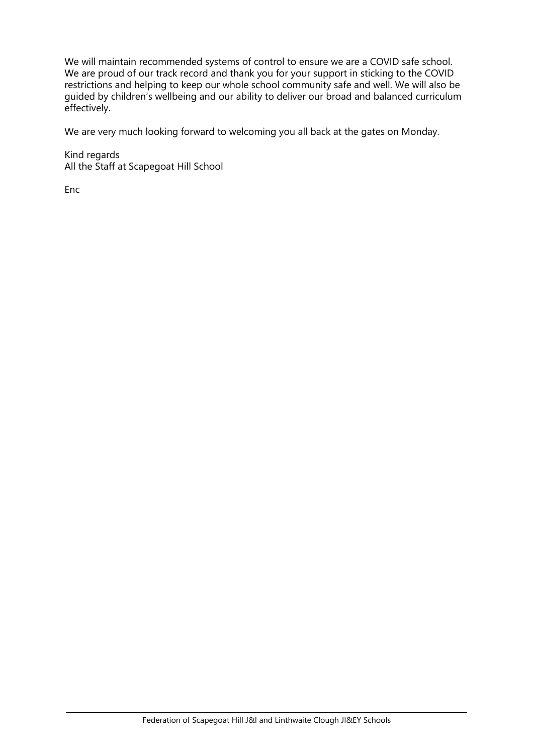We will maintain recommended systems of control to ensure we are a COVID safe school. We are proud of our track record and thank you for your support in sticking to the COVID restrictions and helping to keep our whole school community safe and well. We will also be guided by children's wellbeing and our ability to deliver our broad and balanced curriculum effectively.

We are very much looking forward to welcoming you all back at the gates on Monday.

Kind regards
All the Staff at Scapegoat Hill School

Enc